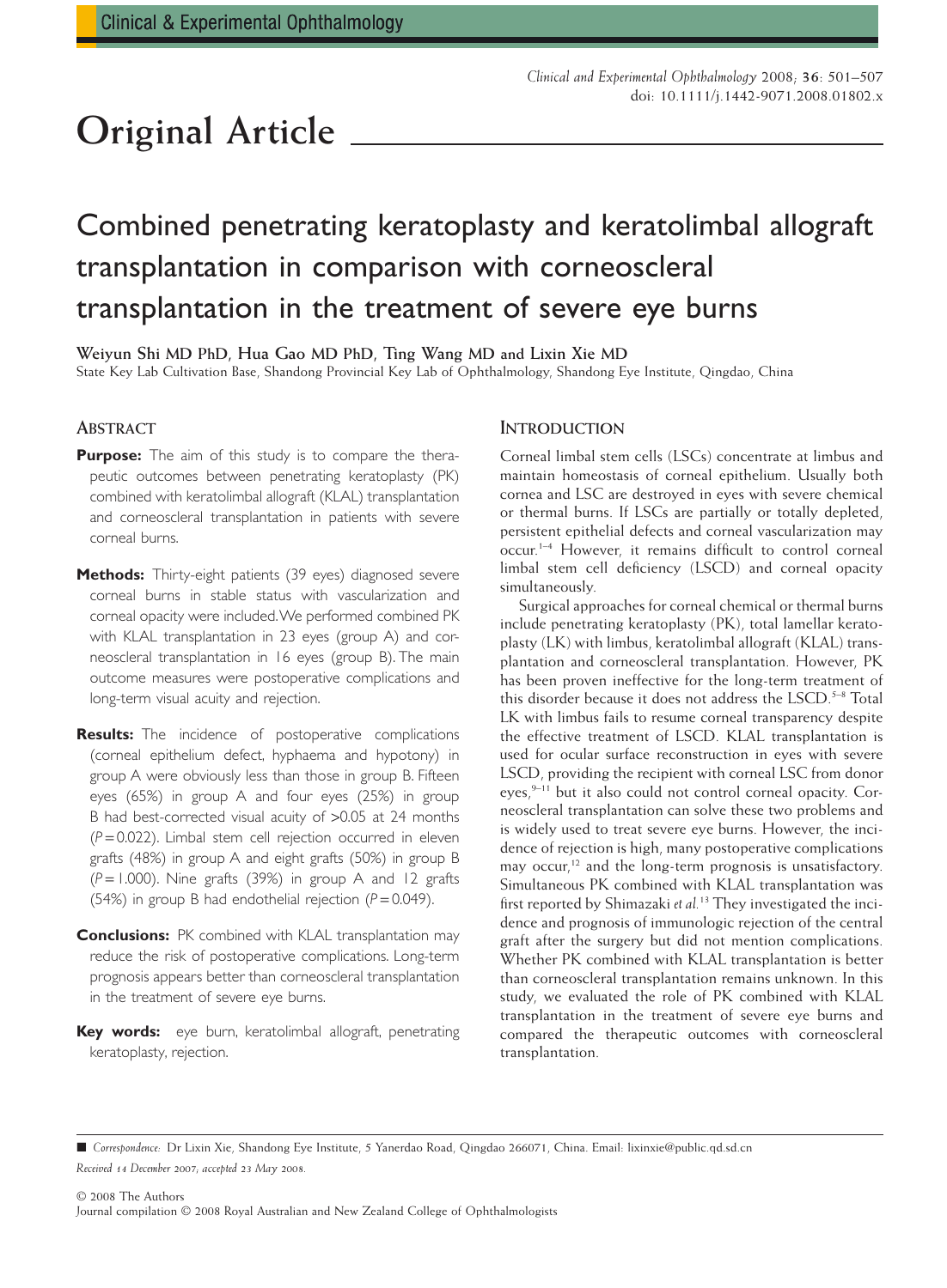# Original Article

## Combined penetrating keratoplasty and keratolimbal allograft transplantation in comparison with corneoscleral transplantation in the treatment of severe eye burns

**Weiyun Shi MD PhD, Hua Gao MD PhD, Ting Wang MD and Lixin Xie MD**

State Key Lab Cultivation Base, Shandong Provincial Key Lab of Ophthalmology, Shandong Eye Institute, Qingdao, China

### ABSTRACT

**Purpose:** The aim of this study is to compare the therapeutic outcomes between penetrating keratoplasty (PK) combined with keratolimbal allograft (KLAL) transplantation and corneoscleral transplantation in patients with severe corneal burns.

**Methods:** Thirty-eight patients (39 eyes) diagnosed severe corneal burns in stable status with vascularization and corneal opacity were included. We performed combined PK with KLAL transplantation in 23 eyes (group A) and corneoscleral transplantation in 16 eyes (group B). The main outcome measures were postoperative complications and long-term visual acuity and rejection.

**Results:** The incidence of postoperative complications (corneal epithelium defect, hyphaema and hypotony) in group A were obviously less than those in group B. Fifteen eyes (65%) in group A and four eyes (25%) in group B had best-corrected visual acuity of >0.05 at 24 months ($P = 0.022$). Limbal stem cell rejection occurred in eleven grafts (48%) in group A and eight grafts (50%) in group B ($P = 1.000$). Nine grafts (39%) in group A and 12 grafts (54%) in group B had endothelial rejection ($P = 0.049$).

**Conclusions:** PK combined with KLAL transplantation may reduce the risk of postoperative complications. Long-term prognosis appears better than corneoscleral transplantation in the treatment of severe eye burns.

**Key words:** eye burn, keratolimbal allograft, penetrating keratoplasty, rejection.

### INTRODUCTION

Corneal limbal stem cells (LSCs) concentrate at limbus and maintain homeostasis of corneal epithelium. Usually both cornea and LSC are destroyed in eyes with severe chemical or thermal burns. If LSCs are partially or totally depleted, persistent epithelial defects and corneal vascularization may occur.[1–4] However, it remains difficult to control corneal limbal stem cell deficiency (LSCD) and corneal opacity simultaneously.

Surgical approaches for corneal chemical or thermal burns include penetrating keratoplasty (PK), total lamellar keratoplasty (LK) with limbus, keratolimbal allograft (KLAL) transplantation and corneoscleral transplantation. However, PK has been proven ineffective for the long-term treatment of this disorder because it does not address the LSCD.[5–8] Total LK with limbus fails to resume corneal transparency despite the effective treatment of LSCD. KLAL transplantation is used for ocular surface reconstruction in eyes with severe LSCD, providing the recipient with corneal LSC from donor eyes,[9–11] but it also could not control corneal opacity. Corneoscleral transplantation can solve these two problems and is widely used to treat severe eye burns. However, the incidence of rejection is high, many postoperative complications may occur,[12] and the long-term prognosis is unsatisfactory. Simultaneous PK combined with KLAL transplantation was first reported by Shimazaki *et al.*[13] They investigated the incidence and prognosis of immunologic rejection of the central graft after the surgery but did not mention complications. Whether PK combined with KLAL transplantation is better than corneoscleral transplantation remains unknown. In this study, we evaluated the role of PK combined with KLAL transplantation in the treatment of severe eye burns and compared the therapeutic outcomes with corneoscleral transplantation.

*Correspondence:* Dr Lixin Xie, Shandong Eye Institute, 5 Yanerdao Road, Qingdao 266071, China. Email: lixinxie@public.qd.sd.cn

*Received 14 December 2007; accepted 23 May 2008.*

© 2008 The Authors
Journal compilation © 2008 Royal Australian and New Zealand College of Ophthalmologists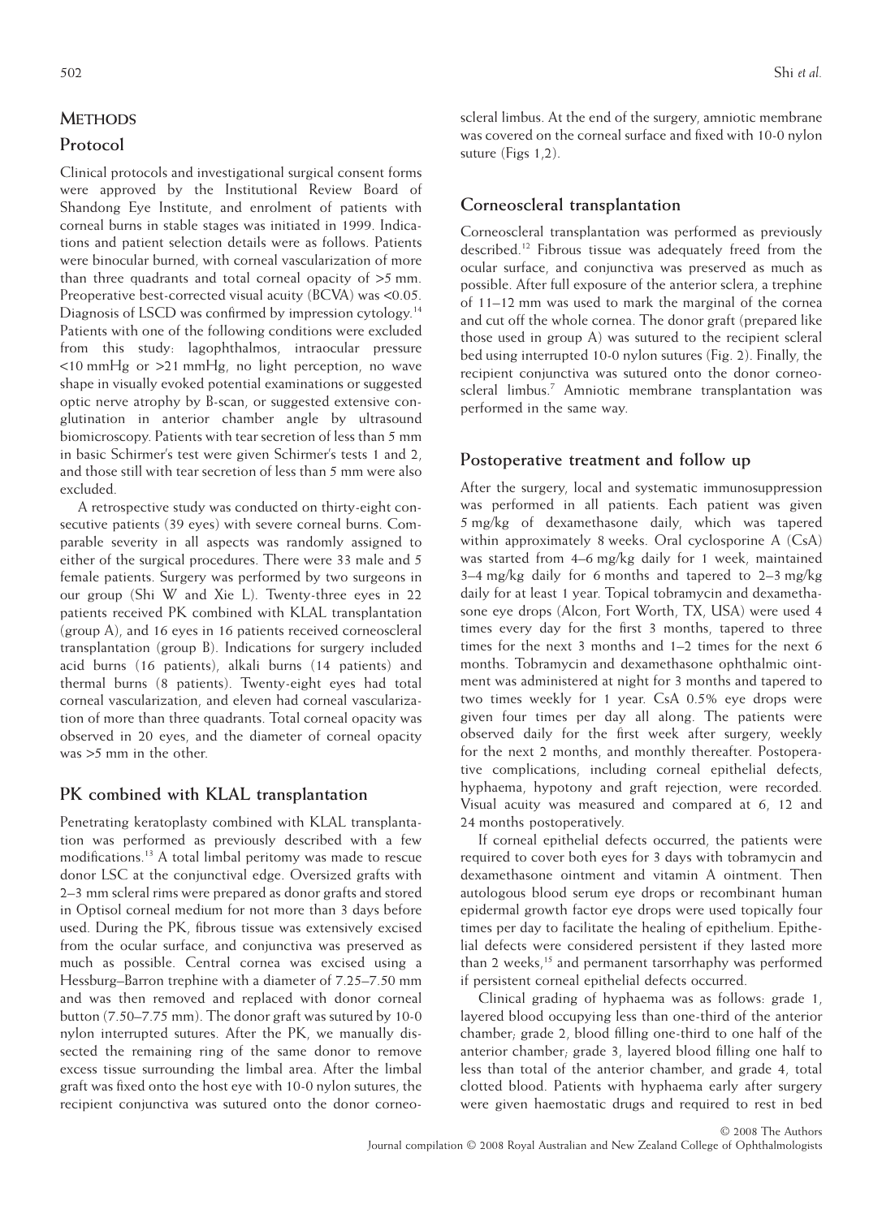## METHODS

### Protocol

Clinical protocols and investigational surgical consent forms were approved by the Institutional Review Board of Shandong Eye Institute, and enrolment of patients with corneal burns in stable stages was initiated in 1999. Indications and patient selection details were as follows. Patients were binocular burned, with corneal vascularization of more than three quadrants and total corneal opacity of >5 mm. Preoperative best-corrected visual acuity (BCVA) was <0.05. Diagnosis of LSCD was confirmed by impression cytology.[14] Patients with one of the following conditions were excluded from this study: lagophthalmos, intraocular pressure <10 mmHg or >21 mmHg, no light perception, no wave shape in visually evoked potential examinations or suggested optic nerve atrophy by B-scan, or suggested extensive conglutination in anterior chamber angle by ultrasound biomicroscopy. Patients with tear secretion of less than 5 mm in basic Schirmer's test were given Schirmer's tests 1 and 2, and those still with tear secretion of less than 5 mm were also excluded.

A retrospective study was conducted on thirty-eight consecutive patients (39 eyes) with severe corneal burns. Comparable severity in all aspects was randomly assigned to either of the surgical procedures. There were 33 male and 5 female patients. Surgery was performed by two surgeons in our group (Shi W and Xie L). Twenty-three eyes in 22 patients received PK combined with KLAL transplantation (group A), and 16 eyes in 16 patients received corneoscleral transplantation (group B). Indications for surgery included acid burns (16 patients), alkali burns (14 patients) and thermal burns (8 patients). Twenty-eight eyes had total corneal vascularization, and eleven had corneal vascularization of more than three quadrants. Total corneal opacity was observed in 20 eyes, and the diameter of corneal opacity was >5 mm in the other.

### PK combined with KLAL transplantation

Penetrating keratoplasty combined with KLAL transplantation was performed as previously described with a few modifications.[13] A total limbal peritomy was made to rescue donor LSC at the conjunctival edge. Oversized grafts with 2–3 mm scleral rims were prepared as donor grafts and stored in Optisol corneal medium for not more than 3 days before used. During the PK, fibrous tissue was extensively excised from the ocular surface, and conjunctiva was preserved as much as possible. Central cornea was excised using a Hessburg–Barron trephine with a diameter of 7.25–7.50 mm and was then removed and replaced with donor corneal button (7.50–7.75 mm). The donor graft was sutured by 10-0 nylon interrupted sutures. After the PK, we manually dissected the remaining ring of the same donor to remove excess tissue surrounding the limbal area. After the limbal graft was fixed onto the host eye with 10-0 nylon sutures, the recipient conjunctiva was sutured onto the donor corneoscleral limbus. At the end of the surgery, amniotic membrane was covered on the corneal surface and fixed with 10-0 nylon suture (Figs 1,2).

### Corneoscleral transplantation

Corneoscleral transplantation was performed as previously described.[12] Fibrous tissue was adequately freed from the ocular surface, and conjunctiva was preserved as much as possible. After full exposure of the anterior sclera, a trephine of 11–12 mm was used to mark the marginal of the cornea and cut off the whole cornea. The donor graft (prepared like those used in group A) was sutured to the recipient scleral bed using interrupted 10-0 nylon sutures (Fig. 2). Finally, the recipient conjunctiva was sutured onto the donor corneoscleral limbus.[7] Amniotic membrane transplantation was performed in the same way.

### Postoperative treatment and follow up

After the surgery, local and systematic immunosuppression was performed in all patients. Each patient was given 5 mg/kg of dexamethasone daily, which was tapered within approximately 8 weeks. Oral cyclosporine A (CsA) was started from 4–6 mg/kg daily for 1 week, maintained 3–4 mg/kg daily for 6 months and tapered to 2–3 mg/kg daily for at least 1 year. Topical tobramycin and dexamethasone eye drops (Alcon, Fort Worth, TX, USA) were used 4 times every day for the first 3 months, tapered to three times for the next 3 months and 1–2 times for the next 6 months. Tobramycin and dexamethasone ophthalmic ointment was administered at night for 3 months and tapered to two times weekly for 1 year. CsA 0.5% eye drops were given four times per day all along. The patients were observed daily for the first week after surgery, weekly for the next 2 months, and monthly thereafter. Postoperative complications, including corneal epithelial defects, hyphaema, hypotony and graft rejection, were recorded. Visual acuity was measured and compared at 6, 12 and 24 months postoperatively.

If corneal epithelial defects occurred, the patients were required to cover both eyes for 3 days with tobramycin and dexamethasone ointment and vitamin A ointment. Then autologous blood serum eye drops or recombinant human epidermal growth factor eye drops were used topically four times per day to facilitate the healing of epithelium. Epithelial defects were considered persistent if they lasted more than 2 weeks,[15] and permanent tarsorrhaphy was performed if persistent corneal epithelial defects occurred.

Clinical grading of hyphaema was as follows: grade 1, layered blood occupying less than one-third of the anterior chamber; grade 2, blood filling one-third to one half of the anterior chamber; grade 3, layered blood filling one half to less than total of the anterior chamber, and grade 4, total clotted blood. Patients with hyphaema early after surgery were given haemostatic drugs and required to rest in bed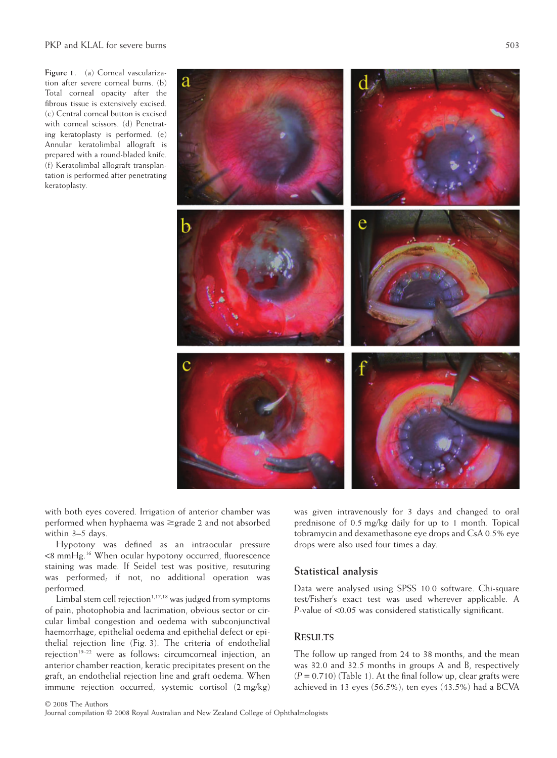Figure 1. (a) Corneal vascularization after severe corneal burns. (b) Total corneal opacity after the fibrous tissue is extensively excised. (c) Central corneal button is excised with corneal scissors. (d) Penetrating keratoplasty is performed. (e) Annular keratolimbal allograft is prepared with a round-bladed knife. (f) Keratolimbal allograft transplantation is performed after penetrating keratoplasty.

with both eyes covered. Irrigation of anterior chamber was performed when hyphaema was ≥grade 2 and not absorbed within 3–5 days.

Hypotony was defined as an intraocular pressure <8 mmHg.[16] When ocular hypotony occurred, fluorescence staining was made. If Seidel test was positive, resuturing was performed; if not, no additional operation was performed.

Limbal stem cell rejection[1,17,18] was judged from symptoms of pain, photophobia and lacrimation, obvious sector or circular limbal congestion and oedema with subconjunctival haemorrhage, epithelial oedema and epithelial defect or epithelial rejection line (Fig. 3). The criteria of endothelial rejection[19–22] were as follows: circumcorneal injection, an anterior chamber reaction, keratic precipitates present on the graft, an endothelial rejection line and graft oedema. When immune rejection occurred, systemic cortisol (2 mg/kg) was given intravenously for 3 days and changed to oral prednisone of 0.5 mg/kg daily for up to 1 month. Topical tobramycin and dexamethasone eye drops and CsA 0.5% eye drops were also used four times a day.

## Statistical analysis

Data were analysed using SPSS 10.0 software. Chi-square test/Fisher's exact test was used wherever applicable. A $P$-value of <0.05 was considered statistically significant.

## RESULTS

The follow up ranged from 24 to 38 months, and the mean was 32.0 and 32.5 months in groups A and B, respectively ($P = 0.710$) (Table 1). At the final follow up, clear grafts were achieved in 13 eyes (56.5%); ten eyes (43.5%) had a BCVA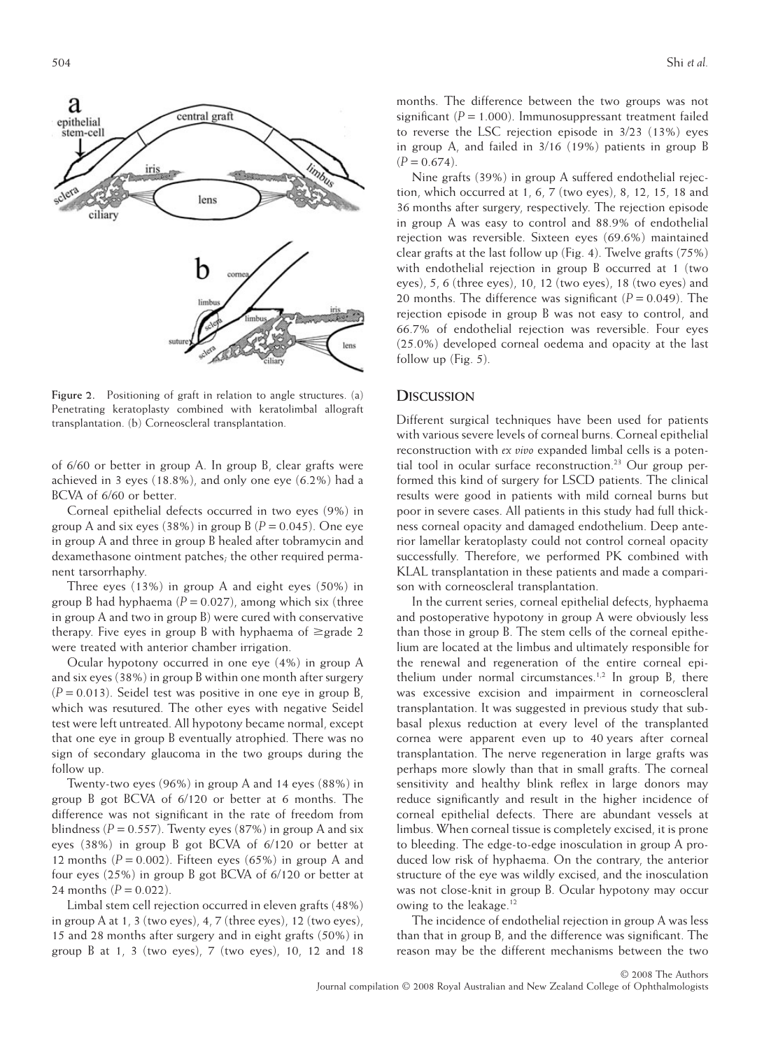Figure 2. Positioning of graft in relation to angle structures. (a) Penetrating keratoplasty combined with keratolimbal allograft transplantation. (b) Corneoscleral transplantation.

of 6/60 or better in group A. In group B, clear grafts were achieved in 3 eyes (18.8%), and only one eye (6.2%) had a BCVA of 6/60 or better.

Corneal epithelial defects occurred in two eyes (9%) in group A and six eyes (38%) in group B ($P = 0.045$). One eye in group A and three in group B healed after tobramycin and dexamethasone ointment patches; the other required permanent tarsorrhaphy.

Three eyes (13%) in group A and eight eyes (50%) in group B had hyphaema ($P = 0.027$), among which six (three in group A and two in group B) were cured with conservative therapy. Five eyes in group B with hyphaema of ≥grade 2 were treated with anterior chamber irrigation.

Ocular hypotony occurred in one eye (4%) in group A and six eyes (38%) in group B within one month after surgery ($P = 0.013$). Seidel test was positive in one eye in group B, which was resutured. The other eyes with negative Seidel test were left untreated. All hypotony became normal, except that one eye in group B eventually atrophied. There was no sign of secondary glaucoma in the two groups during the follow up.

Twenty-two eyes (96%) in group A and 14 eyes (88%) in group B got BCVA of 6/120 or better at 6 months. The difference was not significant in the rate of freedom from blindness ($P = 0.557$). Twenty eyes (87%) in group A and six eyes (38%) in group B got BCVA of 6/120 or better at 12 months ($P = 0.002$). Fifteen eyes (65%) in group A and four eyes (25%) in group B got BCVA of 6/120 or better at 24 months ($P = 0.022$).

Limbal stem cell rejection occurred in eleven grafts (48%) in group A at 1, 3 (two eyes), 4, 7 (three eyes), 12 (two eyes), 15 and 28 months after surgery and in eight grafts (50%) in group B at 1, 3 (two eyes), 7 (two eyes), 10, 12 and 18 months. The difference between the two groups was not significant ($P = 1.000$). Immunosuppressant treatment failed to reverse the LSC rejection episode in 3/23 (13%) eyes in group A, and failed in 3/16 (19%) patients in group B ($P = 0.674$).

Nine grafts (39%) in group A suffered endothelial rejection, which occurred at 1, 6, 7 (two eyes), 8, 12, 15, 18 and 36 months after surgery, respectively. The rejection episode in group A was easy to control and 88.9% of endothelial rejection was reversible. Sixteen eyes (69.6%) maintained clear grafts at the last follow up (Fig. 4). Twelve grafts (75%) with endothelial rejection in group B occurred at 1 (two eyes), 5, 6 (three eyes), 10, 12 (two eyes), 18 (two eyes) and 20 months. The difference was significant ($P = 0.049$). The rejection episode in group B was not easy to control, and 66.7% of endothelial rejection was reversible. Four eyes (25.0%) developed corneal oedema and opacity at the last follow up (Fig. 5).

## Discussion

Different surgical techniques have been used for patients with various severe levels of corneal burns. Corneal epithelial reconstruction with *ex vivo* expanded limbal cells is a potential tool in ocular surface reconstruction.[23] Our group performed this kind of surgery for LSCD patients. The clinical results were good in patients with mild corneal burns but poor in severe cases. All patients in this study had full thickness corneal opacity and damaged endothelium. Deep anterior lamellar keratoplasty could not control corneal opacity successfully. Therefore, we performed PK combined with KLAL transplantation in these patients and made a comparison with corneoscleral transplantation.

In the current series, corneal epithelial defects, hyphaema and postoperative hypotony in group A were obviously less than those in group B. The stem cells of the corneal epithelium are located at the limbus and ultimately responsible for the renewal and regeneration of the entire corneal epithelium under normal circumstances.[1,2] In group B, there was excessive excision and impairment in corneoscleral transplantation. It was suggested in previous study that subbasal plexus reduction at every level of the transplanted cornea were apparent even up to 40 years after corneal transplantation. The nerve regeneration in large grafts was perhaps more slowly than that in small grafts. The corneal sensitivity and healthy blink reflex in large donors may reduce significantly and result in the higher incidence of corneal epithelial defects. There are abundant vessels at limbus. When corneal tissue is completely excised, it is prone to bleeding. The edge-to-edge inosculation in group A produced low risk of hyphaema. On the contrary, the anterior structure of the eye was wildly excised, and the inosculation was not close-knit in group B. Ocular hypotony may occur owing to the leakage.[12]

The incidence of endothelial rejection in group A was less than that in group B, and the difference was significant. The reason may be the different mechanisms between the two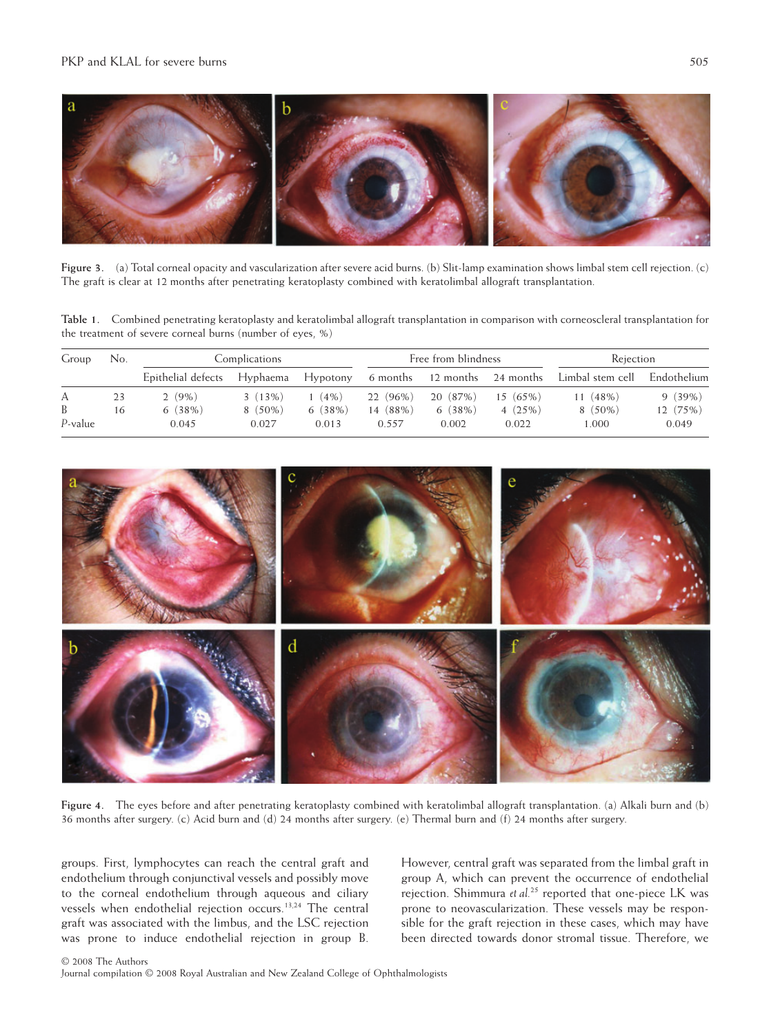Figure 3. (a) Total corneal opacity and vascularization after severe acid burns. (b) Slit-lamp examination shows limbal stem cell rejection. (c) The graft is clear at 12 months after penetrating keratoplasty combined with keratolimbal allograft transplantation.

Table 1. Combined penetrating keratoplasty and keratolimbal allograft transplantation in comparison with corneoscleral transplantation for the treatment of severe corneal burns (number of eyes, %)

| Group | No. | Complications | | | Free from blindness | | | Rejection | |
|---|---|---|---|---|---|---|---|---|---|
| | | Epithelial defects | Hyphaema | Hypotony | 6 months | 12 months | 24 months | Limbal stem cell | Endothelium |
| A | 23 | 2 (9%) | 3 (13%) | 1 (4%) | 22 (96%) | 20 (87%) | 15 (65%) | 11 (48%) | 9 (39%) |
| B | 16 | 6 (38%) | 8 (50%) | 6 (38%) | 14 (88%) | 6 (38%) | 4 (25%) | 8 (50%) | 12 (75%) |
| *P*-value | | 0.045 | 0.027 | 0.013 | 0.557 | 0.002 | 0.022 | 1.000 | 0.049 |

Figure 4. The eyes before and after penetrating keratoplasty combined with keratolimbal allograft transplantation. (a) Alkali burn and (b) 36 months after surgery. (c) Acid burn and (d) 24 months after surgery. (e) Thermal burn and (f) 24 months after surgery.

groups. First, lymphocytes can reach the central graft and endothelium through conjunctival vessels and possibly move to the corneal endothelium through aqueous and ciliary vessels when endothelial rejection occurs.[13,24] The central graft was associated with the limbus, and the LSC rejection was prone to induce endothelial rejection in group B. However, central graft was separated from the limbal graft in group A, which can prevent the occurrence of endothelial rejection. Shimmura *et al.*[25] reported that one-piece LK was prone to neovascularization. These vessels may be responsible for the graft rejection in these cases, which may have been directed towards donor stromal tissue. Therefore, we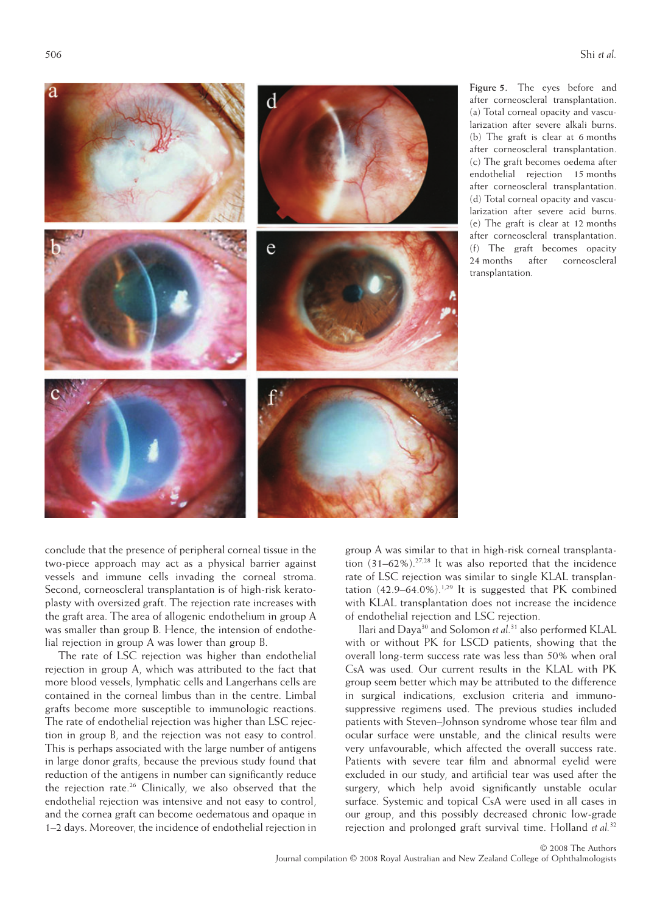Figure 5. The eyes before and after corneoscleral transplantation. (a) Total corneal opacity and vascularization after severe alkali burns. (b) The graft is clear at 6 months after corneoscleral transplantation. (c) The graft becomes oedema after endothelial rejection 15 months after corneoscleral transplantation. (d) Total corneal opacity and vascularization after severe acid burns. (e) The graft is clear at 12 months after corneoscleral transplantation. (f) The graft becomes opacity 24 months after corneoscleral transplantation.

conclude that the presence of peripheral corneal tissue in the two-piece approach may act as a physical barrier against vessels and immune cells invading the corneal stroma. Second, corneoscleral transplantation is of high-risk keratoplasty with oversized graft. The rejection rate increases with the graft area. The area of allogenic endothelium in group A was smaller than group B. Hence, the intension of endothelial rejection in group A was lower than group B.

The rate of LSC rejection was higher than endothelial rejection in group A, which was attributed to the fact that more blood vessels, lymphatic cells and Langerhans cells are contained in the corneal limbus than in the centre. Limbal grafts become more susceptible to immunologic reactions. The rate of endothelial rejection was higher than LSC rejection in group B, and the rejection was not easy to control. This is perhaps associated with the large number of antigens in large donor grafts, because the previous study found that reduction of the antigens in number can significantly reduce the rejection rate.[26] Clinically, we also observed that the endothelial rejection was intensive and not easy to control, and the cornea graft can become oedematous and opaque in 1–2 days. Moreover, the incidence of endothelial rejection in group A was similar to that in high-risk corneal transplantation (31–62%).[27,28] It was also reported that the incidence rate of LSC rejection was similar to single KLAL transplantation (42.9–64.0%).[1,29] It is suggested that PK combined with KLAL transplantation does not increase the incidence of endothelial rejection and LSC rejection.

Ilari and Daya[30] and Solomon *et al.*[31] also performed KLAL with or without PK for LSCD patients, showing that the overall long-term success rate was less than 50% when oral CsA was used. Our current results in the KLAL with PK group seem better which may be attributed to the difference in surgical indications, exclusion criteria and immunosuppressive regimens used. The previous studies included patients with Steven–Johnson syndrome whose tear film and ocular surface were unstable, and the clinical results were very unfavourable, which affected the overall success rate. Patients with severe tear film and abnormal eyelid were excluded in our study, and artificial tear was used after the surgery, which help avoid significantly unstable ocular surface. Systemic and topical CsA were used in all cases in our group, and this possibly decreased chronic low-grade rejection and prolonged graft survival time. Holland *et al.*[32]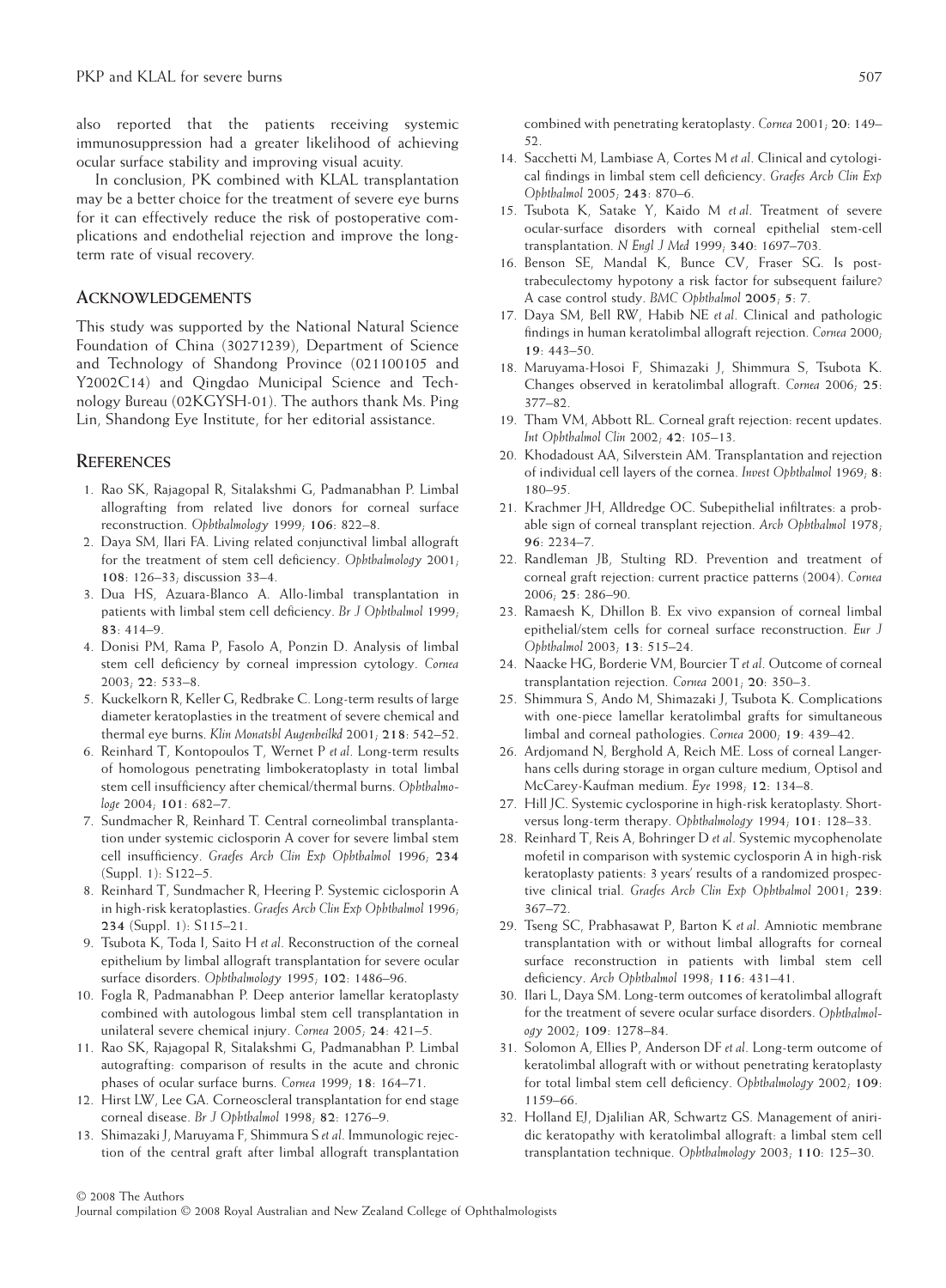also reported that the patients receiving systemic immunosuppression had a greater likelihood of achieving ocular surface stability and improving visual acuity.

In conclusion, PK combined with KLAL transplantation may be a better choice for the treatment of severe eye burns for it can effectively reduce the risk of postoperative complications and endothelial rejection and improve the long-term rate of visual recovery.

## ACKNOWLEDGEMENTS

This study was supported by the National Natural Science Foundation of China (30271239), Department of Science and Technology of Shandong Province (021100105 and Y2002C14) and Qingdao Municipal Science and Technology Bureau (02KGYSH-01). The authors thank Ms. Ping Lin, Shandong Eye Institute, for her editorial assistance.

## REFERENCES

1. Rao SK, Rajagopal R, Sitalakshmi G, Padmanabhan P. Limbal allografting from related live donors for corneal surface reconstruction. *Ophthalmology* 1999; **106**: 822–8.
2. Daya SM, Ilari FA. Living related conjunctival limbal allograft for the treatment of stem cell deficiency. *Ophthalmology* 2001; **108**: 126–33; discussion 33–4.
3. Dua HS, Azuara-Blanco A. Allo-limbal transplantation in patients with limbal stem cell deficiency. *Br J Ophthalmol* 1999; **83**: 414–9.
4. Donisi PM, Rama P, Fasolo A, Ponzin D. Analysis of limbal stem cell deficiency by corneal impression cytology. *Cornea* 2003; **22**: 533–8.
5. Kuckelkorn R, Keller G, Redbrake C. Long-term results of large diameter keratoplasties in the treatment of severe chemical and thermal eye burns. *Klin Monatsbl Augenheilkd* 2001; **218**: 542–52.
6. Reinhard T, Kontopoulos T, Wernet P *et al*. Long-term results of homologous penetrating limbokeratoplasty in total limbal stem cell insufficiency after chemical/thermal burns. *Ophthalmologe* 2004; **101**: 682–7.
7. Sundmacher R, Reinhard T. Central corneolimbal transplantation under systemic ciclosporin A cover for severe limbal stem cell insufficiency. *Graefes Arch Clin Exp Ophthalmol* 1996; **234** (Suppl. 1): S122–5.
8. Reinhard T, Sundmacher R, Heering P. Systemic ciclosporin A in high-risk keratoplasties. *Graefes Arch Clin Exp Ophthalmol* 1996; **234** (Suppl. 1): S115–21.
9. Tsubota K, Toda I, Saito H *et al*. Reconstruction of the corneal epithelium by limbal allograft transplantation for severe ocular surface disorders. *Ophthalmology* 1995; **102**: 1486–96.
10. Fogla R, Padmanabhan P. Deep anterior lamellar keratoplasty combined with autologous limbal stem cell transplantation in unilateral severe chemical injury. *Cornea* 2005; **24**: 421–5.
11. Rao SK, Rajagopal R, Sitalakshmi G, Padmanabhan P. Limbal autografting: comparison of results in the acute and chronic phases of ocular surface burns. *Cornea* 1999; **18**: 164–71.
12. Hirst LW, Lee GA. Corneoscleral transplantation for end stage corneal disease. *Br J Ophthalmol* 1998; **82**: 1276–9.
13. Shimazaki J, Maruyama F, Shimmura S *et al*. Immunologic rejection of the central graft after limbal allograft transplantation combined with penetrating keratoplasty. *Cornea* 2001; **20**: 149–52.
14. Sacchetti M, Lambiase A, Cortes M *et al*. Clinical and cytological findings in limbal stem cell deficiency. *Graefes Arch Clin Exp Ophthalmol* 2005; **243**: 870–6.
15. Tsubota K, Satake Y, Kaido M *et al*. Treatment of severe ocular-surface disorders with corneal epithelial stem-cell transplantation. *N Engl J Med* 1999; **340**: 1697–703.
16. Benson SE, Mandal K, Bunce CV, Fraser SG. Is post-trabeculectomy hypotony a risk factor for subsequent failure? A case control study. *BMC Ophthalmol* **2005**; **5**: 7.
17. Daya SM, Bell RW, Habib NE *et al*. Clinical and pathologic findings in human keratolimbal allograft rejection. *Cornea* 2000; **19**: 443–50.
18. Maruyama-Hosoi F, Shimazaki J, Shimmura S, Tsubota K. Changes observed in keratolimbal allograft. *Cornea* 2006; **25**: 377–82.
19. Tham VM, Abbott RL. Corneal graft rejection: recent updates. *Int Ophthalmol Clin* 2002; **42**: 105–13.
20. Khodadoust AA, Silverstein AM. Transplantation and rejection of individual cell layers of the cornea. *Invest Ophthalmol* 1969; **8**: 180–95.
21. Krachmer JH, Alldredge OC. Subepithelial infiltrates: a probable sign of corneal transplant rejection. *Arch Ophthalmol* 1978; **96**: 2234–7.
22. Randleman JB, Stulting RD. Prevention and treatment of corneal graft rejection: current practice patterns (2004). *Cornea* 2006; **25**: 286–90.
23. Ramaesh K, Dhillon B. Ex vivo expansion of corneal limbal epithelial/stem cells for corneal surface reconstruction. *Eur J Ophthalmol* 2003; **13**: 515–24.
24. Naacke HG, Borderie VM, Bourcier T *et al*. Outcome of corneal transplantation rejection. *Cornea* 2001; **20**: 350–3.
25. Shimmura S, Ando M, Shimazaki J, Tsubota K. Complications with one-piece lamellar keratolimbal grafts for simultaneous limbal and corneal pathologies. *Cornea* 2000; **19**: 439–42.
26. Ardjomand N, Berghold A, Reich ME. Loss of corneal Langerhans cells during storage in organ culture medium, Optisol and McCarey-Kaufman medium. *Eye* 1998; **12**: 134–8.
27. Hill JC. Systemic cyclosporine in high-risk keratoplasty. Short-versus long-term therapy. *Ophthalmology* 1994; **101**: 128–33.
28. Reinhard T, Reis A, Bohringer D *et al*. Systemic mycophenolate mofetil in comparison with systemic cyclosporin A in high-risk keratoplasty patients: 3 years' results of a randomized prospective clinical trial. *Graefes Arch Clin Exp Ophthalmol* 2001; **239**: 367–72.
29. Tseng SC, Prabhasawat P, Barton K *et al*. Amniotic membrane transplantation with or without limbal allografts for corneal surface reconstruction in patients with limbal stem cell deficiency. *Arch Ophthalmol* 1998; **116**: 431–41.
30. Ilari L, Daya SM. Long-term outcomes of keratolimbal allograft for the treatment of severe ocular surface disorders. *Ophthalmology* 2002; **109**: 1278–84.
31. Solomon A, Ellies P, Anderson DF *et al*. Long-term outcome of keratolimbal allograft with or without penetrating keratoplasty for total limbal stem cell deficiency. *Ophthalmology* 2002; **109**: 1159–66.
32. Holland EJ, Djalilian AR, Schwartz GS. Management of aniridic keratopathy with keratolimbal allograft: a limbal stem cell transplantation technique. *Ophthalmology* 2003; **110**: 125–30.